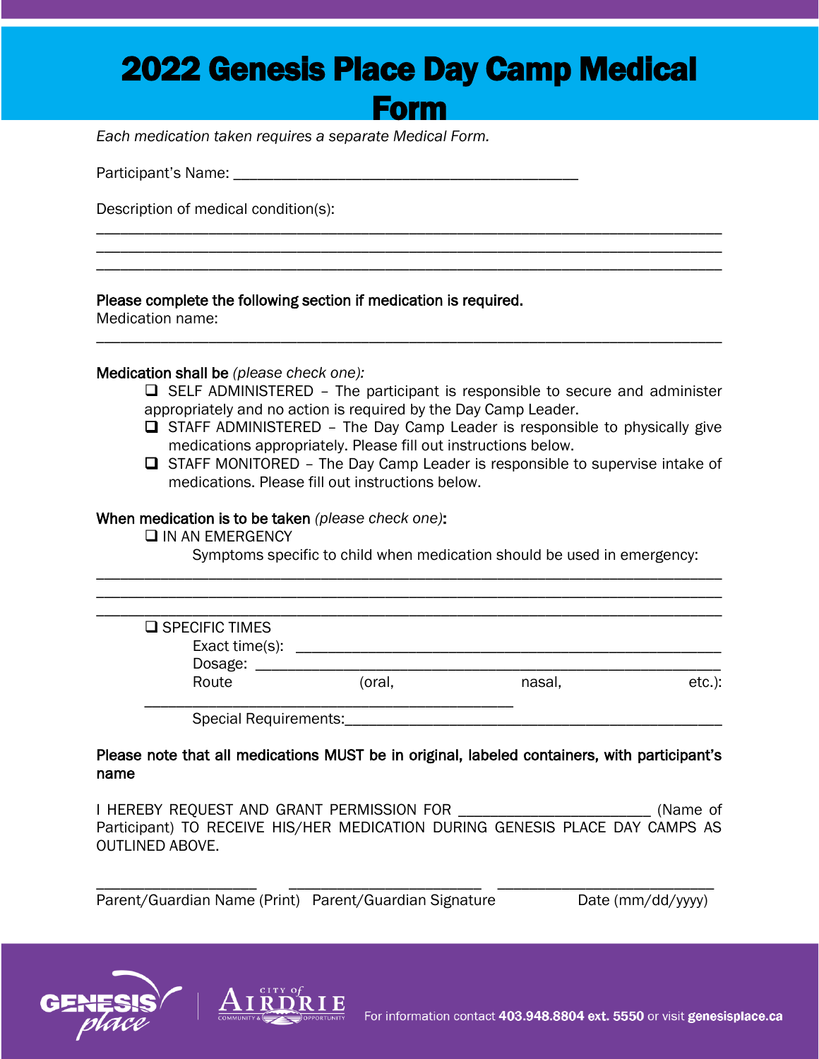# 2022 Genesis Place Day Camp Medical Form

*Each medication taken requires a separate Medical Form.*

Participant's Name: ___________________________________________

Description of medical condition(s):

______________________________________________________________________________
______________________________________________________________________________
______________________________________________________________________________

**Please complete the following section if medication is required.**

Medication name:

______________________________________________________________________________

**Medication shall be** *(please check one):*

- ❑ SELF ADMINISTERED – The participant is responsible to secure and administer appropriately and no action is required by the Day Camp Leader.
- ❑ STAFF ADMINISTERED – The Day Camp Leader is responsible to physically give medications appropriately. Please fill out instructions below.
- ❑ STAFF MONITORED – The Day Camp Leader is responsible to supervise intake of medications. Please fill out instructions below.

**When medication is to be taken** *(please check one)***:**

❑ IN AN EMERGENCY

Symptoms specific to child when medication should be used in emergency:

______________________________________________________________________________
______________________________________________________________________________
______________________________________________________________________________

❑ SPECIFIC TIMES

Exact time(s): ___________________________________________________

Dosage: ________________________________________________________

Route (oral, nasal, etc.): ______________________________________________

Special Requirements:__________________________________________

**Please note that all medications MUST be in original, labeled containers, with participant's name**

I HEREBY REQUEST AND GRANT PERMISSION FOR ________________________ (Name of Participant) TO RECEIVE HIS/HER MEDICATION DURING GENESIS PLACE DAY CAMPS AS OUTLINED ABOVE.

____________________ ________________________ ___________________________

Parent/Guardian Name (Print) Parent/Guardian Signature Date (mm/dd/yyyy)

For information contact **403.948.8804 ext. 5550** or visit **genesisplace.ca**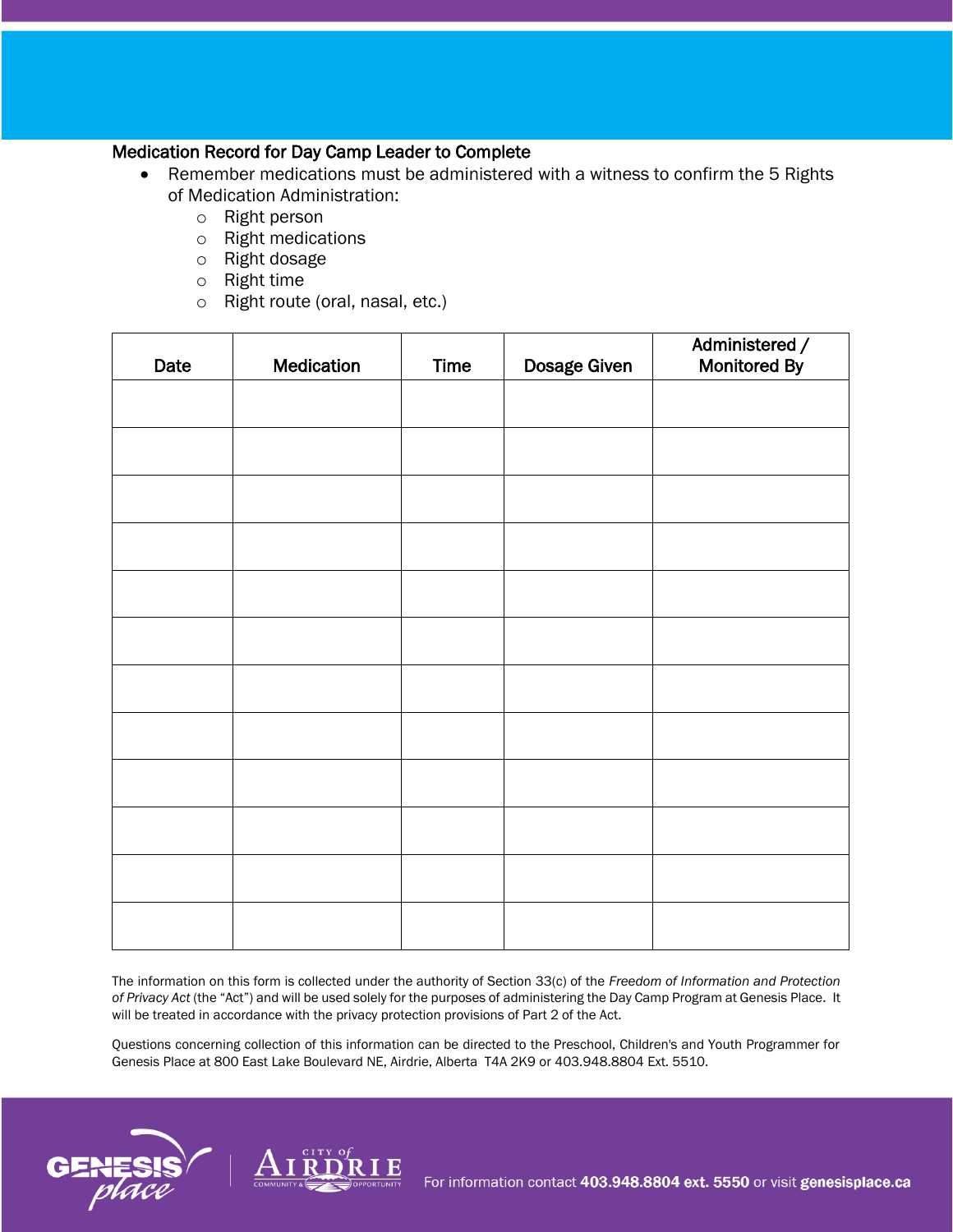**Medication Record for Day Camp Leader to Complete**

- Remember medications must be administered with a witness to confirm the 5 Rights of Medication Administration:
  - Right person
  - Right medications
  - Right dosage
  - Right time
  - Right route (oral, nasal, etc.)

| Date | Medication | Time | Dosage Given | Administered / Monitored By |
|---|---|---|---|---|
| | | | | |
| | | | | |
| | | | | |
| | | | | |
| | | | | |
| | | | | |
| | | | | |
| | | | | |
| | | | | |
| | | | | |
| | | | | |
| | | | | |

The information on this form is collected under the authority of Section 33(c) of the *Freedom of Information and Protection of Privacy Act* (the "Act") and will be used solely for the purposes of administering the Day Camp Program at Genesis Place. It will be treated in accordance with the privacy protection provisions of Part 2 of the Act.

Questions concerning collection of this information can be directed to the Preschool, Children's and Youth Programmer for Genesis Place at 800 East Lake Boulevard NE, Airdrie, Alberta T4A 2K9 or 403.948.8804 Ext. 5510.

For information contact **403.948.8804 ext. 5550** or visit **genesisplace.ca**